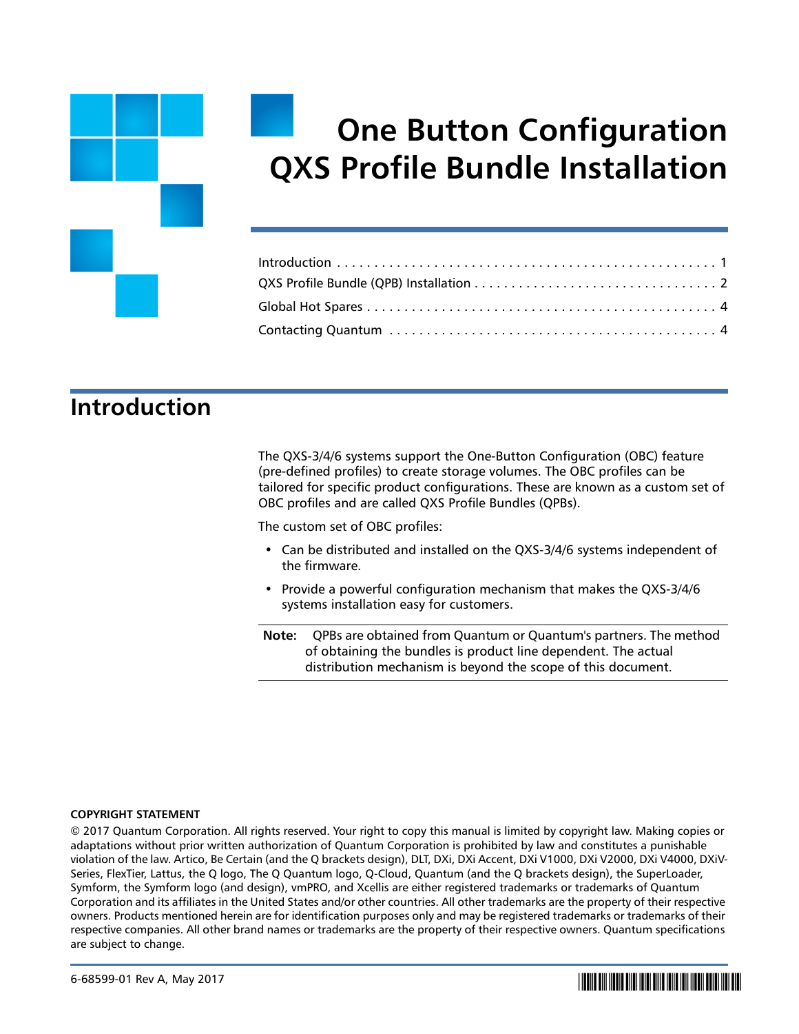# One Button Configuration QXS Profile Bundle Installation

Introduction . . . . . . . . . . . . . . . . . . . . . . . . . . . . . . . . . . . . . . . . . . . . . . . . . . 1
QXS Profile Bundle (QPB) Installation . . . . . . . . . . . . . . . . . . . . . . . . . . . . . . . . . 2
Global Hot Spares . . . . . . . . . . . . . . . . . . . . . . . . . . . . . . . . . . . . . . . . . . . . . . 4
Contacting Quantum . . . . . . . . . . . . . . . . . . . . . . . . . . . . . . . . . . . . . . . . . . . 4

## Introduction

The QXS-3/4/6 systems support the One-Button Configuration (OBC) feature (pre-defined profiles) to create storage volumes. The OBC profiles can be tailored for specific product configurations. These are known as a custom set of OBC profiles and are called QXS Profile Bundles (QPBs).

The custom set of OBC profiles:

- Can be distributed and installed on the QXS-3/4/6 systems independent of the firmware.
- Provide a powerful configuration mechanism that makes the QXS-3/4/6 systems installation easy for customers.

**Note:** QPBs are obtained from Quantum or Quantum's partners. The method of obtaining the bundles is product line dependent. The actual distribution mechanism is beyond the scope of this document.

**COPYRIGHT STATEMENT**

© 2017 Quantum Corporation. All rights reserved. Your right to copy this manual is limited by copyright law. Making copies or adaptations without prior written authorization of Quantum Corporation is prohibited by law and constitutes a punishable violation of the law. Artico, Be Certain (and the Q brackets design), DLT, DXi, DXi Accent, DXi V1000, DXi V2000, DXi V4000, DXiV-Series, FlexTier, Lattus, the Q logo, The Q Quantum logo, Q-Cloud, Quantum (and the Q brackets design), the SuperLoader, Symform, the Symform logo (and design), vmPRO, and Xcellis are either registered trademarks or trademarks of Quantum Corporation and its affiliates in the United States and/or other countries. All other trademarks are the property of their respective owners. Products mentioned herein are for identification purposes only and may be registered trademarks or trademarks of their respective companies. All other brand names or trademarks are the property of their respective owners. Quantum specifications are subject to change.

6-68599-01 Rev A, May 2017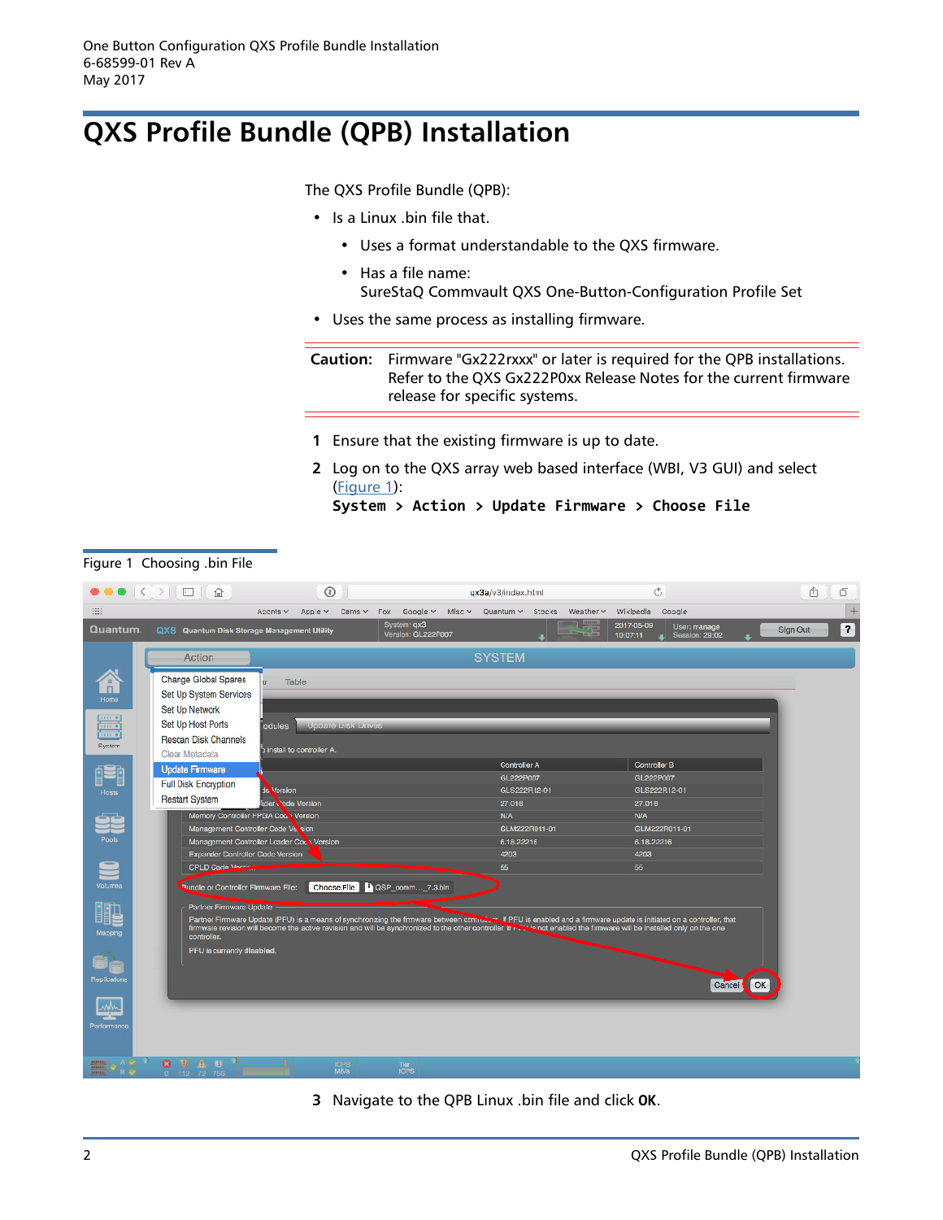# QXS Profile Bundle (QPB) Installation

The QXS Profile Bundle (QPB):

- Is a Linux .bin file that.
  - Uses a format understandable to the QXS firmware.
  - Has a file name:
    SureStaQ Commvault QXS One-Button-Configuration Profile Set
- Uses the same process as installing firmware.

**Caution:** Firmware "Gx222rxxx" or later is required for the QPB installations. Refer to the QXS Gx222P0xx Release Notes for the current firmware release for specific systems.

1. Ensure that the existing firmware is up to date.
2. Log on to the QXS array web based interface (WBI, V3 GUI) and select (Figure 1):
   **`System > Action > Update Firmware > Choose File`**

Figure 1 Choosing .bin File

3. Navigate to the QPB Linux .bin file and click **OK**.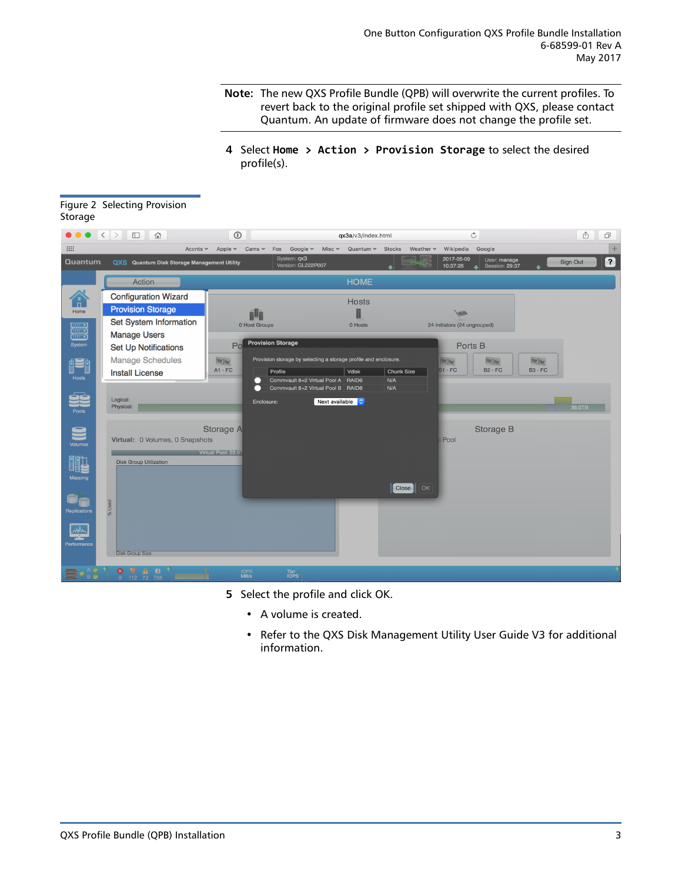**Note:** The new QXS Profile Bundle (QPB) will overwrite the current profiles. To revert back to the original profile set shipped with QXS, please contact Quantum. An update of firmware does not change the profile set.

4 Select **Home > Action > Provision Storage** to select the desired profile(s).

Figure 2 Selecting Provision Storage

5 Select the profile and click OK.

- A volume is created.
- Refer to the QXS Disk Management Utility User Guide V3 for additional information.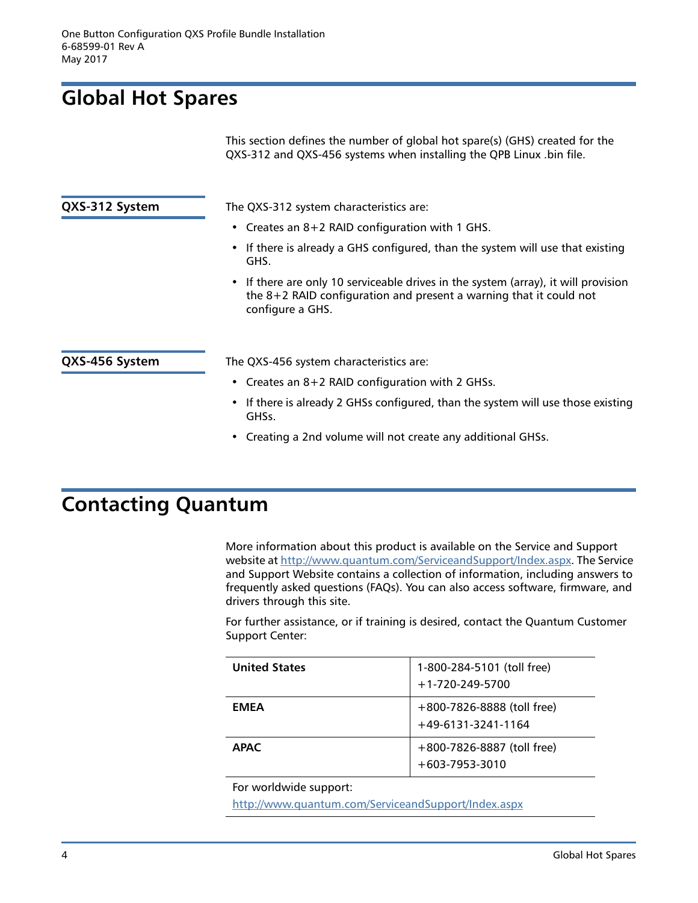# Global Hot Spares

This section defines the number of global hot spare(s) (GHS) created for the QXS-312 and QXS-456 systems when installing the QPB Linux .bin file.

## QXS-312 System

The QXS-312 system characteristics are:

- Creates an 8+2 RAID configuration with 1 GHS.
- If there is already a GHS configured, than the system will use that existing GHS.
- If there are only 10 serviceable drives in the system (array), it will provision the 8+2 RAID configuration and present a warning that it could not configure a GHS.

## QXS-456 System

The QXS-456 system characteristics are:

- Creates an 8+2 RAID configuration with 2 GHSs.
- If there is already 2 GHSs configured, than the system will use those existing GHSs.
- Creating a 2nd volume will not create any additional GHSs.

# Contacting Quantum

More information about this product is available on the Service and Support website at http://www.quantum.com/ServiceandSupport/Index.aspx. The Service and Support Website contains a collection of information, including answers to frequently asked questions (FAQs). You can also access software, firmware, and drivers through this site.

For further assistance, or if training is desired, contact the Quantum Customer Support Center:

| | |
|---|---|
| **United States** | 1-800-284-5101 (toll free)<br>+1-720-249-5700 |
| **EMEA** | +800-7826-8888 (toll free)<br>+49-6131-3241-1164 |
| **APAC** | +800-7826-8887 (toll free)<br>+603-7953-3010 |

For worldwide support:
http://www.quantum.com/ServiceandSupport/Index.aspx